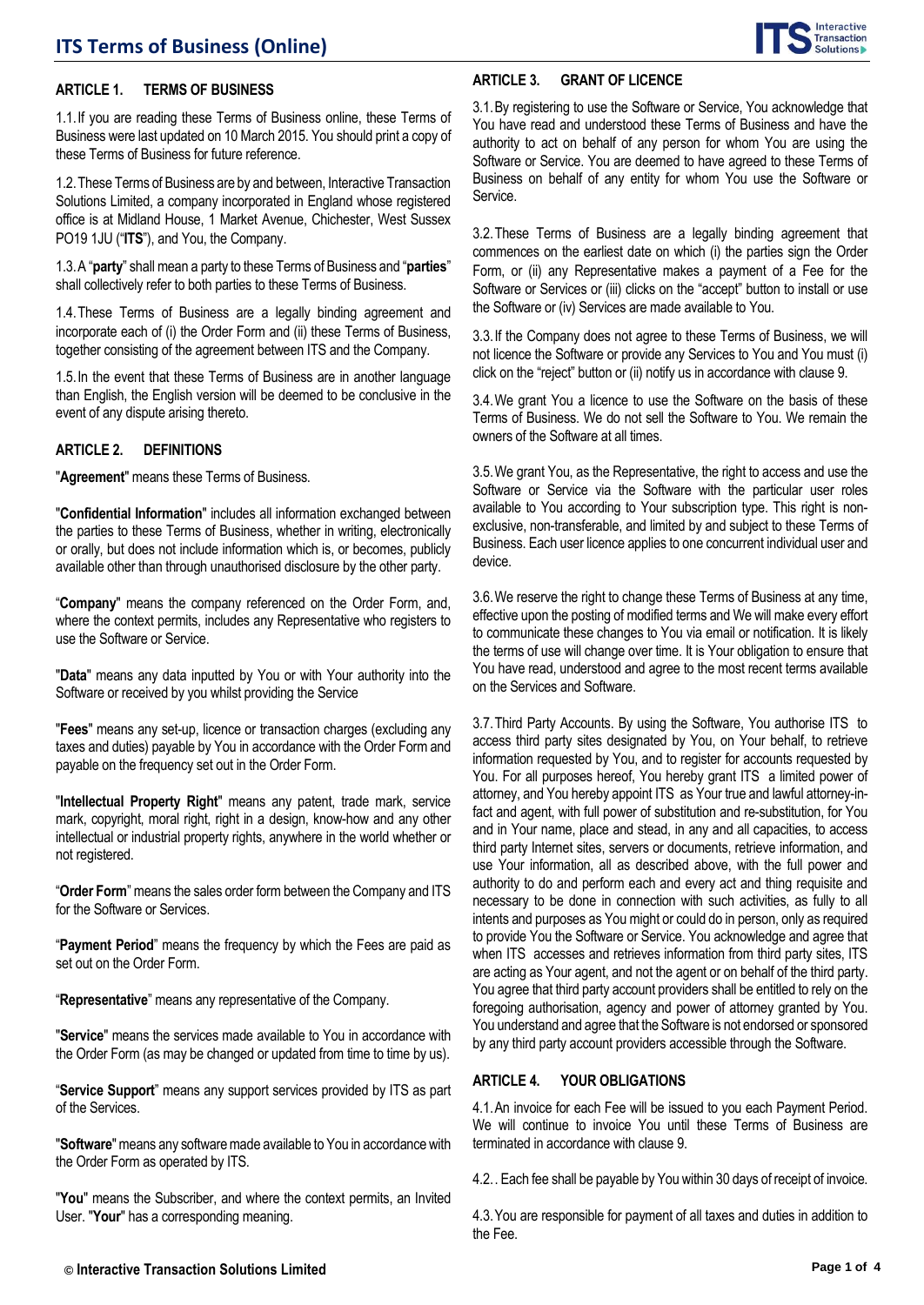# ITS Terms of Business (Online)

## ARTICLE 1. TERMS OF BUSINESS

1.1. If you are reading these Terms of Business online, these Terms of Business were last updated on 10 March 2015. You should print a copy of these Terms of Business for future reference.

1.2. These Terms of Business are by and between, Interactive Transaction Solutions Limited, a company incorporated in England whose registered office is at Midland House, 1 Market Avenue, Chichester, West Sussex PO19 1JU ("**ITS**"), and You, the Company.

1.3. A "**party**" shall mean a party to these Terms of Business and "**parties**" shall collectively refer to both parties to these Terms of Business.

1.4. These Terms of Business are a legally binding agreement and incorporate each of (i) the Order Form and (ii) these Terms of Business, together consisting of the agreement between ITS and the Company.

1.5. In the event that these Terms of Business are in another language than English, the English version will be deemed to be conclusive in the event of any dispute arising thereto.

## ARTICLE 2. DEFINITIONS

"**Agreement**" means these Terms of Business.

"**Confidential Information**" includes all information exchanged between the parties to these Terms of Business, whether in writing, electronically or orally, but does not include information which is, or becomes, publicly available other than through unauthorised disclosure by the other party.

"**Company**" means the company referenced on the Order Form, and, where the context permits, includes any Representative who registers to use the Software or Service.

"**Data**" means any data inputted by You or with Your authority into the Software or received by you whilst providing the Service

"**Fees**" means any set-up, licence or transaction charges (excluding any taxes and duties) payable by You in accordance with the Order Form and payable on the frequency set out in the Order Form.

"**Intellectual Property Right**" means any patent, trade mark, service mark, copyright, moral right, right in a design, know-how and any other intellectual or industrial property rights, anywhere in the world whether or not registered.

"**Order Form**" means the sales order form between the Company and ITS for the Software or Services.

"**Payment Period**" means the frequency by which the Fees are paid as set out on the Order Form.

"**Representative**" means any representative of the Company.

"**Service**" means the services made available to You in accordance with the Order Form (as may be changed or updated from time to time by us).

"**Service Support**" means any support services provided by ITS as part of the Services.

"**Software**" means any software made available to You in accordance with the Order Form as operated by ITS.

"**You**" means the Subscriber, and where the context permits, an Invited User. "**Your**" has a corresponding meaning.

## ARTICLE 3. GRANT OF LICENCE

3.1. By registering to use the Software or Service, You acknowledge that You have read and understood these Terms of Business and have the authority to act on behalf of any person for whom You are using the Software or Service. You are deemed to have agreed to these Terms of Business on behalf of any entity for whom You use the Software or Service.

3.2. These Terms of Business are a legally binding agreement that commences on the earliest date on which (i) the parties sign the Order Form, or (ii) any Representative makes a payment of a Fee for the Software or Services or (iii) clicks on the "accept" button to install or use the Software or (iv) Services are made available to You.

3.3. If the Company does not agree to these Terms of Business, we will not licence the Software or provide any Services to You and You must (i) click on the "reject" button or (ii) notify us in accordance with clause 9.

3.4. We grant You a licence to use the Software on the basis of these Terms of Business. We do not sell the Software to You. We remain the owners of the Software at all times.

3.5. We grant You, as the Representative, the right to access and use the Software or Service via the Software with the particular user roles available to You according to Your subscription type. This right is non-exclusive, non-transferable, and limited by and subject to these Terms of Business. Each user licence applies to one concurrent individual user and device.

3.6. We reserve the right to change these Terms of Business at any time, effective upon the posting of modified terms and We will make every effort to communicate these changes to You via email or notification. It is likely the terms of use will change over time. It is Your obligation to ensure that You have read, understood and agree to the most recent terms available on the Services and Software.

3.7. Third Party Accounts. By using the Software, You authorise ITS to access third party sites designated by You, on Your behalf, to retrieve information requested by You, and to register for accounts requested by You. For all purposes hereof, You hereby grant ITS a limited power of attorney, and You hereby appoint ITS as Your true and lawful attorney-in-fact and agent, with full power of substitution and re-substitution, for You and in Your name, place and stead, in any and all capacities, to access third party Internet sites, servers or documents, retrieve information, and use Your information, all as described above, with the full power and authority to do and perform each and every act and thing requisite and necessary to be done in connection with such activities, as fully to all intents and purposes as You might or could do in person, only as required to provide You the Software or Service. You acknowledge and agree that when ITS accesses and retrieves information from third party sites, ITS are acting as Your agent, and not the agent or on behalf of the third party. You agree that third party account providers shall be entitled to rely on the foregoing authorisation, agency and power of attorney granted by You. You understand and agree that the Software is not endorsed or sponsored by any third party account providers accessible through the Software.

## ARTICLE 4. YOUR OBLIGATIONS

4.1. An invoice for each Fee will be issued to you each Payment Period. We will continue to invoice You until these Terms of Business are terminated in accordance with clause 9.

4.2. . Each fee shall be payable by You within 30 days of receipt of invoice.

4.3. You are responsible for payment of all taxes and duties in addition to the Fee.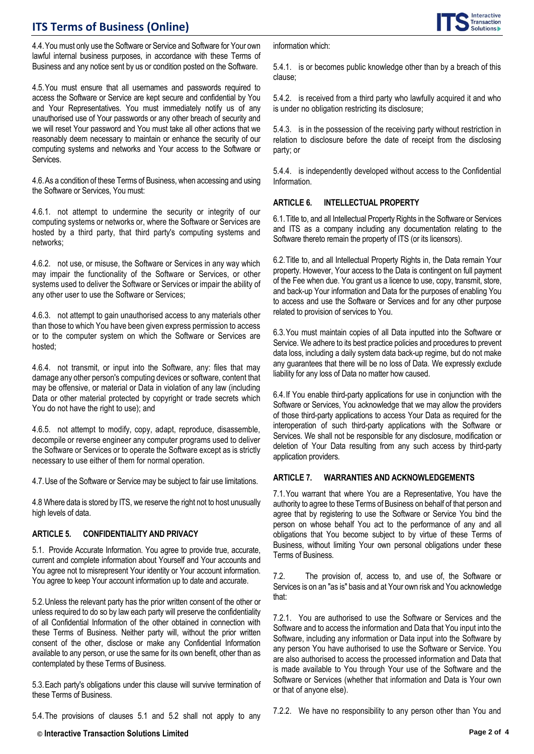4.4. You must only use the Software or Service and Software for Your own lawful internal business purposes, in accordance with these Terms of Business and any notice sent by us or condition posted on the Software.

4.5. You must ensure that all usernames and passwords required to access the Software or Service are kept secure and confidential by You and Your Representatives. You must immediately notify us of any unauthorised use of Your passwords or any other breach of security and we will reset Your password and You must take all other actions that we reasonably deem necessary to maintain or enhance the security of our computing systems and networks and Your access to the Software or Services.

4.6. As a condition of these Terms of Business, when accessing and using the Software or Services, You must:

4.6.1. not attempt to undermine the security or integrity of our computing systems or networks or, where the Software or Services are hosted by a third party, that third party's computing systems and networks;

4.6.2. not use, or misuse, the Software or Services in any way which may impair the functionality of the Software or Services, or other systems used to deliver the Software or Services or impair the ability of any other user to use the Software or Services;

4.6.3. not attempt to gain unauthorised access to any materials other than those to which You have been given express permission to access or to the computer system on which the Software or Services are hosted;

4.6.4. not transmit, or input into the Software, any: files that may damage any other person's computing devices or software, content that may be offensive, or material or Data in violation of any law (including Data or other material protected by copyright or trade secrets which You do not have the right to use); and

4.6.5. not attempt to modify, copy, adapt, reproduce, disassemble, decompile or reverse engineer any computer programs used to deliver the Software or Services or to operate the Software except as is strictly necessary to use either of them for normal operation.

4.7. Use of the Software or Service may be subject to fair use limitations.

4.8 Where data is stored by ITS, we reserve the right not to host unusually high levels of data.

## ARTICLE 5. CONFIDENTIALITY AND PRIVACY

5.1. Provide Accurate Information. You agree to provide true, accurate, current and complete information about Yourself and Your accounts and You agree not to misrepresent Your identity or Your account information. You agree to keep Your account information up to date and accurate.

5.2. Unless the relevant party has the prior written consent of the other or unless required to do so by law each party will preserve the confidentiality of all Confidential Information of the other obtained in connection with these Terms of Business. Neither party will, without the prior written consent of the other, disclose or make any Confidential Information available to any person, or use the same for its own benefit, other than as contemplated by these Terms of Business.

5.3. Each party's obligations under this clause will survive termination of these Terms of Business.

5.4. The provisions of clauses 5.1 and 5.2 shall not apply to any information which:

5.4.1. is or becomes public knowledge other than by a breach of this clause;

5.4.2. is received from a third party who lawfully acquired it and who is under no obligation restricting its disclosure;

5.4.3. is in the possession of the receiving party without restriction in relation to disclosure before the date of receipt from the disclosing party; or

5.4.4. is independently developed without access to the Confidential Information.

## ARTICLE 6. INTELLECTUAL PROPERTY

6.1. Title to, and all Intellectual Property Rights in the Software or Services and ITS as a company including any documentation relating to the Software thereto remain the property of ITS (or its licensors).

6.2. Title to, and all Intellectual Property Rights in, the Data remain Your property. However, Your access to the Data is contingent on full payment of the Fee when due. You grant us a licence to use, copy, transmit, store, and back-up Your information and Data for the purposes of enabling You to access and use the Software or Services and for any other purpose related to provision of services to You.

6.3. You must maintain copies of all Data inputted into the Software or Service. We adhere to its best practice policies and procedures to prevent data loss, including a daily system data back-up regime, but do not make any guarantees that there will be no loss of Data. We expressly exclude liability for any loss of Data no matter how caused.

6.4. If You enable third-party applications for use in conjunction with the Software or Services, You acknowledge that we may allow the providers of those third-party applications to access Your Data as required for the interoperation of such third-party applications with the Software or Services. We shall not be responsible for any disclosure, modification or deletion of Your Data resulting from any such access by third-party application providers.

## ARTICLE 7. WARRANTIES AND ACKNOWLEDGEMENTS

7.1. You warrant that where You are a Representative, You have the authority to agree to these Terms of Business on behalf of that person and agree that by registering to use the Software or Service You bind the person on whose behalf You act to the performance of any and all obligations that You become subject to by virtue of these Terms of Business, without limiting Your own personal obligations under these Terms of Business.

7.2. The provision of, access to, and use of, the Software or Services is on an "as is" basis and at Your own risk and You acknowledge that:

7.2.1. You are authorised to use the Software or Services and the Software and to access the information and Data that You input into the Software, including any information or Data input into the Software by any person You have authorised to use the Software or Service. You are also authorised to access the processed information and Data that is made available to You through Your use of the Software and the Software or Services (whether that information and Data is Your own or that of anyone else).

7.2.2. We have no responsibility to any person other than You and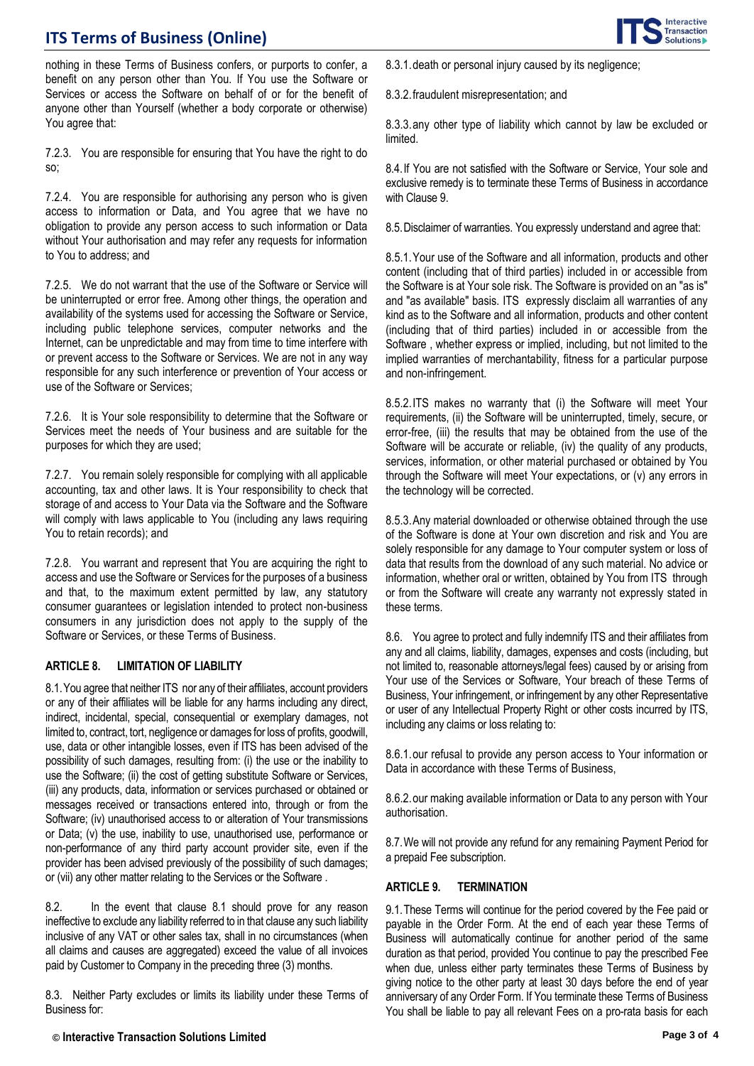nothing in these Terms of Business confers, or purports to confer, a benefit on any person other than You. If You use the Software or Services or access the Software on behalf of or for the benefit of anyone other than Yourself (whether a body corporate or otherwise) You agree that:

7.2.3. You are responsible for ensuring that You have the right to do so;

7.2.4. You are responsible for authorising any person who is given access to information or Data, and You agree that we have no obligation to provide any person access to such information or Data without Your authorisation and may refer any requests for information to You to address; and

7.2.5. We do not warrant that the use of the Software or Service will be uninterrupted or error free. Among other things, the operation and availability of the systems used for accessing the Software or Service, including public telephone services, computer networks and the Internet, can be unpredictable and may from time to time interfere with or prevent access to the Software or Services. We are not in any way responsible for any such interference or prevention of Your access or use of the Software or Services;

7.2.6. It is Your sole responsibility to determine that the Software or Services meet the needs of Your business and are suitable for the purposes for which they are used;

7.2.7. You remain solely responsible for complying with all applicable accounting, tax and other laws. It is Your responsibility to check that storage of and access to Your Data via the Software and the Software will comply with laws applicable to You (including any laws requiring You to retain records); and

7.2.8. You warrant and represent that You are acquiring the right to access and use the Software or Services for the purposes of a business and that, to the maximum extent permitted by law, any statutory consumer guarantees or legislation intended to protect non-business consumers in any jurisdiction does not apply to the supply of the Software or Services, or these Terms of Business.

## ARTICLE 8. LIMITATION OF LIABILITY

8.1. You agree that neither ITS nor any of their affiliates, account providers or any of their affiliates will be liable for any harms including any direct, indirect, incidental, special, consequential or exemplary damages, not limited to, contract, tort, negligence or damages for loss of profits, goodwill, use, data or other intangible losses, even if ITS has been advised of the possibility of such damages, resulting from: (i) the use or the inability to use the Software; (ii) the cost of getting substitute Software or Services, (iii) any products, data, information or services purchased or obtained or messages received or transactions entered into, through or from the Software; (iv) unauthorised access to or alteration of Your transmissions or Data; (v) the use, inability to use, unauthorised use, performance or non-performance of any third party account provider site, even if the provider has been advised previously of the possibility of such damages; or (vii) any other matter relating to the Services or the Software .

8.2. In the event that clause 8.1 should prove for any reason ineffective to exclude any liability referred to in that clause any such liability inclusive of any VAT or other sales tax, shall in no circumstances (when all claims and causes are aggregated) exceed the value of all invoices paid by Customer to Company in the preceding three (3) months.

8.3. Neither Party excludes or limits its liability under these Terms of Business for:

8.3.1. death or personal injury caused by its negligence;

8.3.2. fraudulent misrepresentation; and

8.3.3. any other type of liability which cannot by law be excluded or limited.

8.4. If You are not satisfied with the Software or Service, Your sole and exclusive remedy is to terminate these Terms of Business in accordance with Clause 9.

8.5. Disclaimer of warranties. You expressly understand and agree that:

8.5.1. Your use of the Software and all information, products and other content (including that of third parties) included in or accessible from the Software is at Your sole risk. The Software is provided on an "as is" and "as available" basis. ITS expressly disclaim all warranties of any kind as to the Software and all information, products and other content (including that of third parties) included in or accessible from the Software , whether express or implied, including, but not limited to the implied warranties of merchantability, fitness for a particular purpose and non-infringement.

8.5.2. ITS makes no warranty that (i) the Software will meet Your requirements, (ii) the Software will be uninterrupted, timely, secure, or error-free, (iii) the results that may be obtained from the use of the Software will be accurate or reliable, (iv) the quality of any products, services, information, or other material purchased or obtained by You through the Software will meet Your expectations, or (v) any errors in the technology will be corrected.

8.5.3. Any material downloaded or otherwise obtained through the use of the Software is done at Your own discretion and risk and You are solely responsible for any damage to Your computer system or loss of data that results from the download of any such material. No advice or information, whether oral or written, obtained by You from ITS through or from the Software will create any warranty not expressly stated in these terms.

8.6. You agree to protect and fully indemnify ITS and their affiliates from any and all claims, liability, damages, expenses and costs (including, but not limited to, reasonable attorneys/legal fees) caused by or arising from Your use of the Services or Software, Your breach of these Terms of Business, Your infringement, or infringement by any other Representative or user of any Intellectual Property Right or other costs incurred by ITS, including any claims or loss relating to:

8.6.1. our refusal to provide any person access to Your information or Data in accordance with these Terms of Business,

8.6.2. our making available information or Data to any person with Your authorisation.

8.7. We will not provide any refund for any remaining Payment Period for a prepaid Fee subscription.

## ARTICLE 9. TERMINATION

9.1. These Terms will continue for the period covered by the Fee paid or payable in the Order Form. At the end of each year these Terms of Business will automatically continue for another period of the same duration as that period, provided You continue to pay the prescribed Fee when due, unless either party terminates these Terms of Business by giving notice to the other party at least 30 days before the end of year anniversary of any Order Form. If You terminate these Terms of Business You shall be liable to pay all relevant Fees on a pro-rata basis for each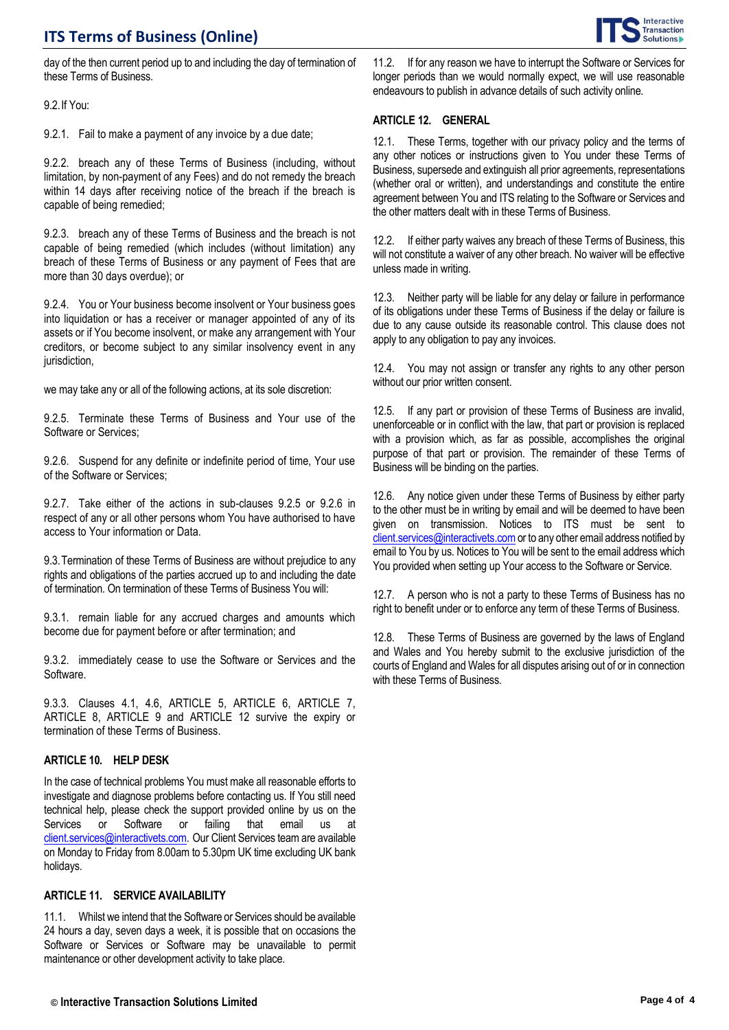day of the then current period up to and including the day of termination of these Terms of Business.

9.2. If You:

9.2.1. Fail to make a payment of any invoice by a due date;

9.2.2. breach any of these Terms of Business (including, without limitation, by non-payment of any Fees) and do not remedy the breach within 14 days after receiving notice of the breach if the breach is capable of being remedied;

9.2.3. breach any of these Terms of Business and the breach is not capable of being remedied (which includes (without limitation) any breach of these Terms of Business or any payment of Fees that are more than 30 days overdue); or

9.2.4. You or Your business become insolvent or Your business goes into liquidation or has a receiver or manager appointed of any of its assets or if You become insolvent, or make any arrangement with Your creditors, or become subject to any similar insolvency event in any jurisdiction,

we may take any or all of the following actions, at its sole discretion:

9.2.5. Terminate these Terms of Business and Your use of the Software or Services;

9.2.6. Suspend for any definite or indefinite period of time, Your use of the Software or Services;

9.2.7. Take either of the actions in sub-clauses 9.2.5 or 9.2.6 in respect of any or all other persons whom You have authorised to have access to Your information or Data.

9.3. Termination of these Terms of Business are without prejudice to any rights and obligations of the parties accrued up to and including the date of termination. On termination of these Terms of Business You will:

9.3.1. remain liable for any accrued charges and amounts which become due for payment before or after termination; and

9.3.2. immediately cease to use the Software or Services and the Software.

9.3.3. Clauses 4.1, 4.6, ARTICLE 5, ARTICLE 6, ARTICLE 7, ARTICLE 8, ARTICLE 9 and ARTICLE 12 survive the expiry or termination of these Terms of Business.

### ARTICLE 10. HELP DESK

In the case of technical problems You must make all reasonable efforts to investigate and diagnose problems before contacting us. If You still need technical help, please check the support provided online by us on the Services or Software or failing that email us at client.services@interactivets.com. Our Client Services team are available on Monday to Friday from 8.00am to 5.30pm UK time excluding UK bank holidays.

### ARTICLE 11. SERVICE AVAILABILITY

11.1. Whilst we intend that the Software or Services should be available 24 hours a day, seven days a week, it is possible that on occasions the Software or Services or Software may be unavailable to permit maintenance or other development activity to take place.

11.2. If for any reason we have to interrupt the Software or Services for longer periods than we would normally expect, we will use reasonable endeavours to publish in advance details of such activity online.

### ARTICLE 12. GENERAL

12.1. These Terms, together with our privacy policy and the terms of any other notices or instructions given to You under these Terms of Business, supersede and extinguish all prior agreements, representations (whether oral or written), and understandings and constitute the entire agreement between You and ITS relating to the Software or Services and the other matters dealt with in these Terms of Business.

12.2. If either party waives any breach of these Terms of Business, this will not constitute a waiver of any other breach. No waiver will be effective unless made in writing.

12.3. Neither party will be liable for any delay or failure in performance of its obligations under these Terms of Business if the delay or failure is due to any cause outside its reasonable control. This clause does not apply to any obligation to pay any invoices.

12.4. You may not assign or transfer any rights to any other person without our prior written consent.

12.5. If any part or provision of these Terms of Business are invalid, unenforceable or in conflict with the law, that part or provision is replaced with a provision which, as far as possible, accomplishes the original purpose of that part or provision. The remainder of these Terms of Business will be binding on the parties.

12.6. Any notice given under these Terms of Business by either party to the other must be in writing by email and will be deemed to have been given on transmission. Notices to ITS must be sent to client.services@interactivets.com or to any other email address notified by email to You by us. Notices to You will be sent to the email address which You provided when setting up Your access to the Software or Service.

12.7. A person who is not a party to these Terms of Business has no right to benefit under or to enforce any term of these Terms of Business.

12.8. These Terms of Business are governed by the laws of England and Wales and You hereby submit to the exclusive jurisdiction of the courts of England and Wales for all disputes arising out of or in connection with these Terms of Business.